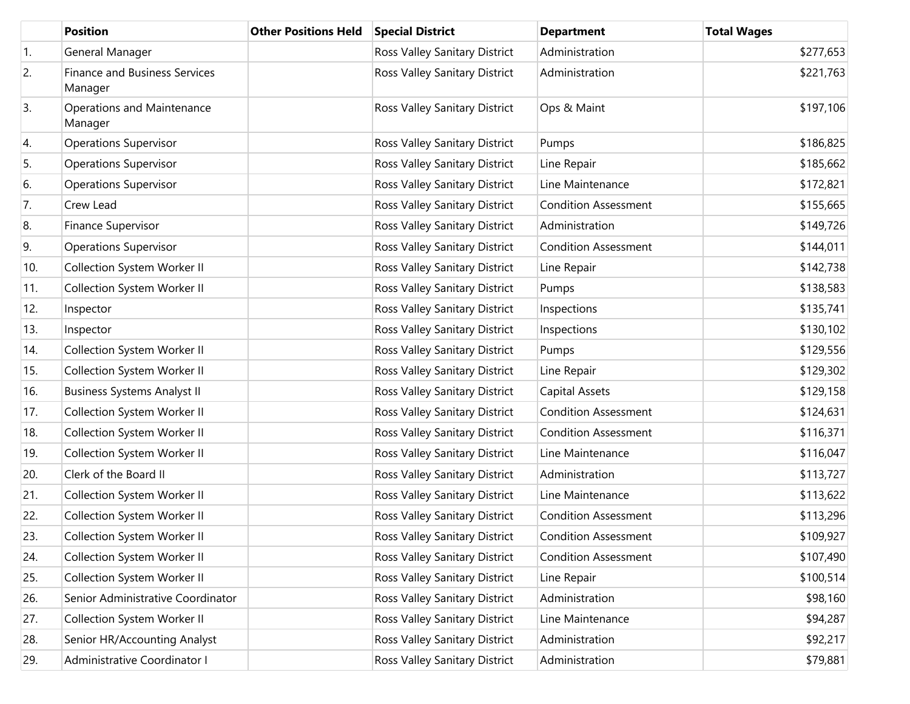| | Position | Other Positions Held | Special District | Department | Total Wages |
|---|---|---|---|---|---|
| 1. | General Manager | | Ross Valley Sanitary District | Administration | $277,653 |
| 2. | Finance and Business Services Manager | | Ross Valley Sanitary District | Administration | $221,763 |
| 3. | Operations and Maintenance Manager | | Ross Valley Sanitary District | Ops & Maint | $197,106 |
| 4. | Operations Supervisor | | Ross Valley Sanitary District | Pumps | $186,825 |
| 5. | Operations Supervisor | | Ross Valley Sanitary District | Line Repair | $185,662 |
| 6. | Operations Supervisor | | Ross Valley Sanitary District | Line Maintenance | $172,821 |
| 7. | Crew Lead | | Ross Valley Sanitary District | Condition Assessment | $155,665 |
| 8. | Finance Supervisor | | Ross Valley Sanitary District | Administration | $149,726 |
| 9. | Operations Supervisor | | Ross Valley Sanitary District | Condition Assessment | $144,011 |
| 10. | Collection System Worker II | | Ross Valley Sanitary District | Line Repair | $142,738 |
| 11. | Collection System Worker II | | Ross Valley Sanitary District | Pumps | $138,583 |
| 12. | Inspector | | Ross Valley Sanitary District | Inspections | $135,741 |
| 13. | Inspector | | Ross Valley Sanitary District | Inspections | $130,102 |
| 14. | Collection System Worker II | | Ross Valley Sanitary District | Pumps | $129,556 |
| 15. | Collection System Worker II | | Ross Valley Sanitary District | Line Repair | $129,302 |
| 16. | Business Systems Analyst II | | Ross Valley Sanitary District | Capital Assets | $129,158 |
| 17. | Collection System Worker II | | Ross Valley Sanitary District | Condition Assessment | $124,631 |
| 18. | Collection System Worker II | | Ross Valley Sanitary District | Condition Assessment | $116,371 |
| 19. | Collection System Worker II | | Ross Valley Sanitary District | Line Maintenance | $116,047 |
| 20. | Clerk of the Board II | | Ross Valley Sanitary District | Administration | $113,727 |
| 21. | Collection System Worker II | | Ross Valley Sanitary District | Line Maintenance | $113,622 |
| 22. | Collection System Worker II | | Ross Valley Sanitary District | Condition Assessment | $113,296 |
| 23. | Collection System Worker II | | Ross Valley Sanitary District | Condition Assessment | $109,927 |
| 24. | Collection System Worker II | | Ross Valley Sanitary District | Condition Assessment | $107,490 |
| 25. | Collection System Worker II | | Ross Valley Sanitary District | Line Repair | $100,514 |
| 26. | Senior Administrative Coordinator | | Ross Valley Sanitary District | Administration | $98,160 |
| 27. | Collection System Worker II | | Ross Valley Sanitary District | Line Maintenance | $94,287 |
| 28. | Senior HR/Accounting Analyst | | Ross Valley Sanitary District | Administration | $92,217 |
| 29. | Administrative Coordinator I | | Ross Valley Sanitary District | Administration | $79,881 |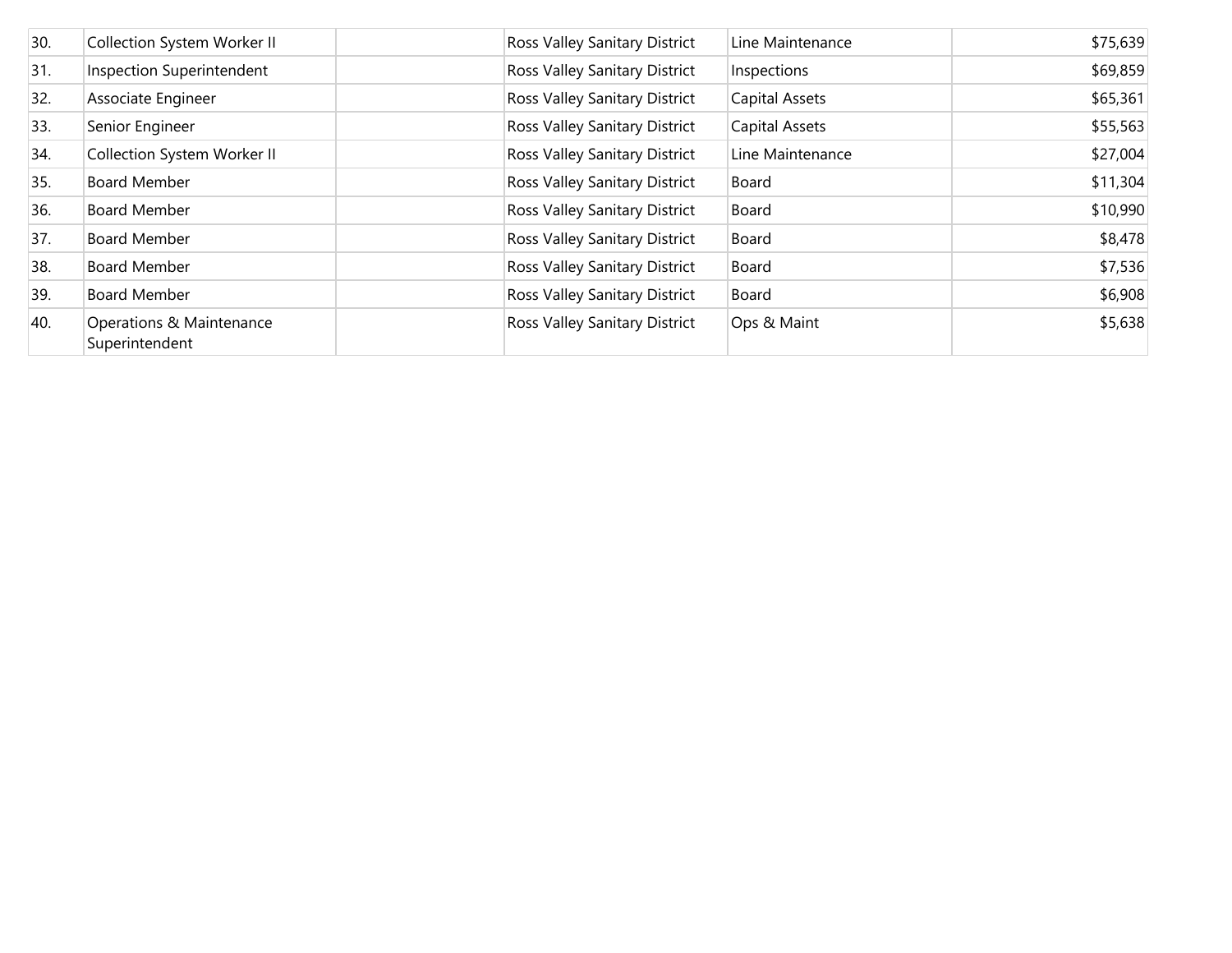| | | | | | |
|---|---|---|---|---|---|
| 30. | Collection System Worker II | | Ross Valley Sanitary District | Line Maintenance | $75,639 |
| 31. | Inspection Superintendent | | Ross Valley Sanitary District | Inspections | $69,859 |
| 32. | Associate Engineer | | Ross Valley Sanitary District | Capital Assets | $65,361 |
| 33. | Senior Engineer | | Ross Valley Sanitary District | Capital Assets | $55,563 |
| 34. | Collection System Worker II | | Ross Valley Sanitary District | Line Maintenance | $27,004 |
| 35. | Board Member | | Ross Valley Sanitary District | Board | $11,304 |
| 36. | Board Member | | Ross Valley Sanitary District | Board | $10,990 |
| 37. | Board Member | | Ross Valley Sanitary District | Board | $8,478 |
| 38. | Board Member | | Ross Valley Sanitary District | Board | $7,536 |
| 39. | Board Member | | Ross Valley Sanitary District | Board | $6,908 |
| 40. | Operations & Maintenance Superintendent | | Ross Valley Sanitary District | Ops & Maint | $5,638 |